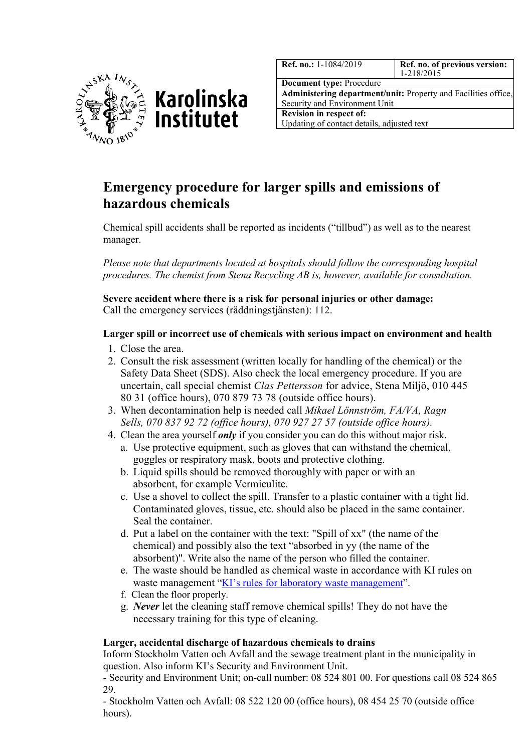| **Ref. no.:** 1-1084/2019 | **Ref. no. of previous version:** 1-218/2015 |
|---|---|
| **Document type:** Procedure | |
| **Administering department/unit:** Property and Facilities office, Security and Environment Unit | |
| **Revision in respect of:** Updating of contact details, adjusted text | |

# Emergency procedure for larger spills and emissions of hazardous chemicals

Chemical spill accidents shall be reported as incidents ("tillbud") as well as to the nearest manager.

*Please note that departments located at hospitals should follow the corresponding hospital procedures. The chemist from Stena Recycling AB is, however, available for consultation.*

**Severe accident where there is a risk for personal injuries or other damage:**
Call the emergency services (räddningstjänsten): 112.

### Larger spill or incorrect use of chemicals with serious impact on environment and health

1. Close the area.
2. Consult the risk assessment (written locally for handling of the chemical) or the Safety Data Sheet (SDS). Also check the local emergency procedure. If you are uncertain, call special chemist *Clas Pettersson* for advice, Stena Miljö, 010 445 80 31 (office hours), 070 879 73 78 (outside office hours).
3. When decontamination help is needed call *Mikael Lönnström, FA/VA, Ragn Sells, 070 837 92 72 (office hours), 070 927 27 57 (outside office hours).*
4. Clean the area yourself ***only*** if you consider you can do this without major risk.
   a. Use protective equipment, such as gloves that can withstand the chemical, goggles or respiratory mask, boots and protective clothing.
   b. Liquid spills should be removed thoroughly with paper or with an absorbent, for example Vermiculite.
   c. Use a shovel to collect the spill. Transfer to a plastic container with a tight lid. Contaminated gloves, tissue, etc. should also be placed in the same container. Seal the container.
   d. Put a label on the container with the text: "Spill of xx" (the name of the chemical) and possibly also the text "absorbed in yy (the name of the absorbent)". Write also the name of the person who filled the container.
   e. The waste should be handled as chemical waste in accordance with KI rules on waste management "KI's rules for laboratory waste management".
   f. Clean the floor properly.
   g. ***Never*** let the cleaning staff remove chemical spills! They do not have the necessary training for this type of cleaning.

### Larger, accidental discharge of hazardous chemicals to drains

Inform Stockholm Vatten och Avfall and the sewage treatment plant in the municipality in question. Also inform KI's Security and Environment Unit.

- Security and Environment Unit; on-call number: 08 524 801 00. For questions call 08 524 865 29.
- Stockholm Vatten och Avfall: 08 522 120 00 (office hours), 08 454 25 70 (outside office hours).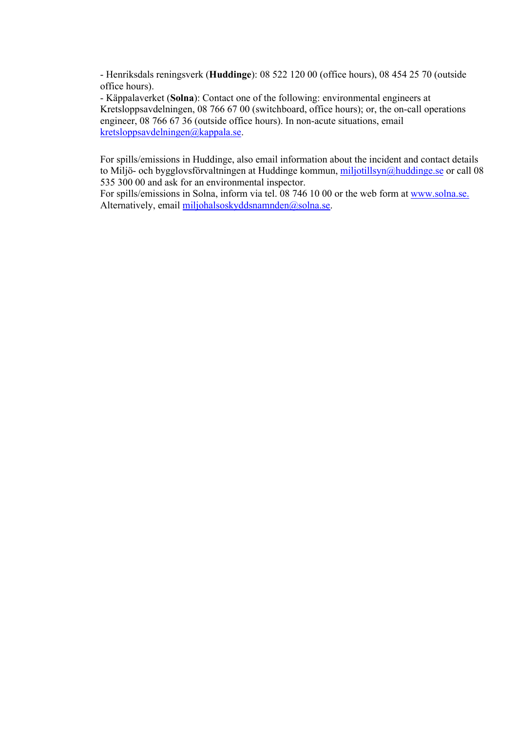- Henriksdals reningsverk (**Huddinge**): 08 522 120 00 (office hours), 08 454 25 70 (outside office hours).
- Käppalaverket (**Solna**): Contact one of the following: environmental engineers at Kretsloppsavdelningen, 08 766 67 00 (switchboard, office hours); or, the on-call operations engineer, 08 766 67 36 (outside office hours). In non-acute situations, email kretsloppsavdelningen@kappala.se.

For spills/emissions in Huddinge, also email information about the incident and contact details to Miljö- och bygglovsförvaltningen at Huddinge kommun, miljotillsyn@huddinge.se or call 08 535 300 00 and ask for an environmental inspector.
For spills/emissions in Solna, inform via tel. 08 746 10 00 or the web form at www.solna.se. Alternatively, email miljohalsoskyddsnamnden@solna.se.